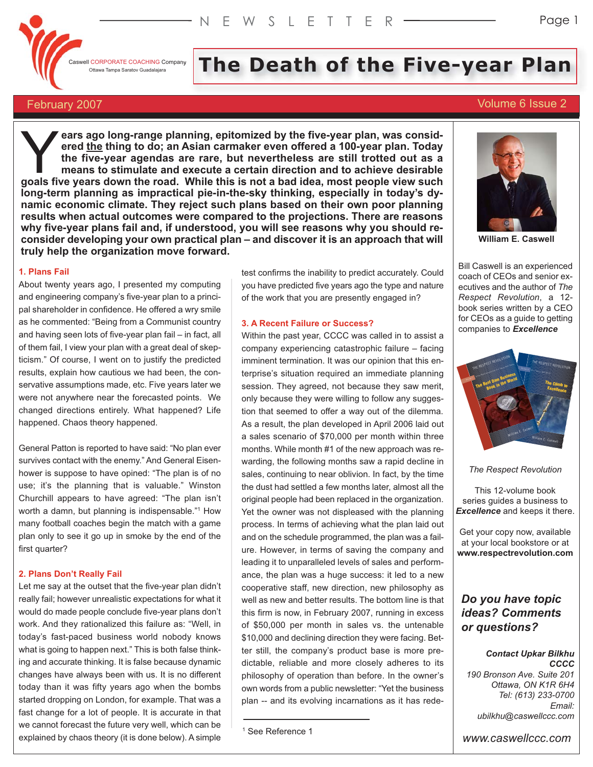Caswell CORPORATE COACHING Company
Ottawa Tampa Saratov Guadalajara

NEWSLETTER

# The Death of the Five-year Plan

February 2007 — Volume 6 Issue 2

**Years ago long-range planning, epitomized by the five-year plan, was considered the thing to do; an Asian carmaker even offered a 100-year plan. Today the five-year agendas are rare, but nevertheless are still trotted out as a means to stimulate and execute a certain direction and to achieve desirable goals five years down the road. While this is not a bad idea, most people view such long-term planning as impractical pie-in-the-sky thinking, especially in today's dynamic economic climate. They reject such plans based on their own poor planning results when actual outcomes were compared to the projections. There are reasons why five-year plans fail and, if understood, you will see reasons why you should reconsider developing your own practical plan – and discover it is an approach that will truly help the organization move forward.**

### 1. Plans Fail

About twenty years ago, I presented my computing and engineering company's five-year plan to a principal shareholder in confidence. He offered a wry smile as he commented: "Being from a Communist country and having seen lots of five-year plan fail – in fact, all of them fail, I view your plan with a great deal of skepticism." Of course, I went on to justify the predicted results, explain how cautious we had been, the conservative assumptions made, etc. Five years later we were not anywhere near the forecasted points. We changed directions entirely. What happened? Life happened. Chaos theory happened.

General Patton is reported to have said: "No plan ever survives contact with the enemy." And General Eisenhower is suppose to have opined: "The plan is of no use; it's the planning that is valuable." Winston Churchill appears to have agreed: "The plan isn't worth a damn, but planning is indispensable."[1] How many football coaches begin the match with a game plan only to see it go up in smoke by the end of the first quarter?

### 2. Plans Don't Really Fail

Let me say at the outset that the five-year plan didn't really fail; however unrealistic expectations for what it would do made people conclude five-year plans don't work. And they rationalized this failure as: "Well, in today's fast-paced business world nobody knows what is going to happen next." This is both false thinking and accurate thinking. It is false because dynamic changes have always been with us. It is no different today than it was fifty years ago when the bombs started dropping on London, for example. That was a fast change for a lot of people. It is accurate in that we cannot forecast the future very well, which can be explained by chaos theory (it is done below). A simple test confirms the inability to predict accurately. Could you have predicted five years ago the type and nature of the work that you are presently engaged in?

### 3. A Recent Failure or Success?

Within the past year, CCCC was called in to assist a company experiencing catastrophic failure – facing imminent termination. It was our opinion that this enterprise's situation required an immediate planning session. They agreed, not because they saw merit, only because they were willing to follow any suggestion that seemed to offer a way out of the dilemma. As a result, the plan developed in April 2006 laid out a sales scenario of $70,000 per month within three months. While month #1 of the new approach was rewarding, the following months saw a rapid decline in sales, continuing to near oblivion. In fact, by the time the dust had settled a few months later, almost all the original people had been replaced in the organization. Yet the owner was not displeased with the planning process. In terms of achieving what the plan laid out and on the schedule programmed, the plan was a failure. However, in terms of saving the company and leading it to unparalleled levels of sales and performance, the plan was a huge success: it led to a new cooperative staff, new direction, new philosophy as well as new and better results. The bottom line is that this firm is now, in February 2007, running in excess of $50,000 per month in sales vs. the untenable $10,000 and declining direction they were facing. Better still, the company's product base is more predictable, reliable and more closely adheres to its philosophy of operation than before. In the owner's own words from a public newsletter: "Yet the business plan -- and its evolving incarnations as it has rede-

[1] See Reference 1

---

**William E. Caswell**

Bill Caswell is an experienced coach of CEOs and senior executives and the author of *The Respect Revolution*, a 12-book series written by a CEO for CEOs as a guide to getting companies to ***Excellence***

*The Respect Revolution*

This 12-volume book series guides a business to ***Excellence*** and keeps it there.

Get your copy now, available at your local bookstore or at **www.respectrevolution.com**

***Do you have topic ideas? Comments or questions?***

***Contact Upkar Bilkhu***
***CCCC***
*190 Bronson Ave. Suite 201*
*Ottawa, ON K1R 6H4*
*Tel: (613) 233-0700*
*Email: ubilkhu@caswellccc.com*

*www.caswellccc.com*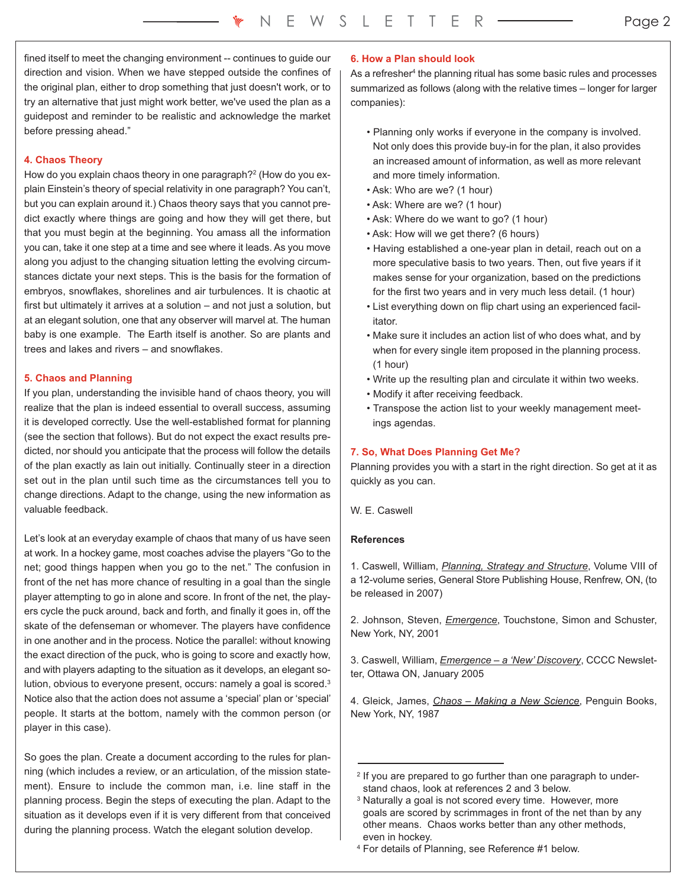fined itself to meet the changing environment -- continues to guide our direction and vision. When we have stepped outside the confines of the original plan, either to drop something that just doesn't work, or to try an alternative that just might work better, we've used the plan as a guidepost and reminder to be realistic and acknowledge the market before pressing ahead."

### 4. Chaos Theory

How do you explain chaos theory in one paragraph?[2] (How do you explain Einstein's theory of special relativity in one paragraph? You can't, but you can explain around it.) Chaos theory says that you cannot predict exactly where things are going and how they will get there, but that you must begin at the beginning. You amass all the information you can, take it one step at a time and see where it leads. As you move along you adjust to the changing situation letting the evolving circumstances dictate your next steps. This is the basis for the formation of embryos, snowflakes, shorelines and air turbulences. It is chaotic at first but ultimately it arrives at a solution – and not just a solution, but at an elegant solution, one that any observer will marvel at. The human baby is one example. The Earth itself is another. So are plants and trees and lakes and rivers – and snowflakes.

### 5. Chaos and Planning

If you plan, understanding the invisible hand of chaos theory, you will realize that the plan is indeed essential to overall success, assuming it is developed correctly. Use the well-established format for planning (see the section that follows). But do not expect the exact results predicted, nor should you anticipate that the process will follow the details of the plan exactly as lain out initially. Continually steer in a direction set out in the plan until such time as the circumstances tell you to change directions. Adapt to the change, using the new information as valuable feedback.

Let's look at an everyday example of chaos that many of us have seen at work. In a hockey game, most coaches advise the players "Go to the net; good things happen when you go to the net." The confusion in front of the net has more chance of resulting in a goal than the single player attempting to go in alone and score. In front of the net, the players cycle the puck around, back and forth, and finally it goes in, off the skate of the defenseman or whomever. The players have confidence in one another and in the process. Notice the parallel: without knowing the exact direction of the puck, who is going to score and exactly how, and with players adapting to the situation as it develops, an elegant solution, obvious to everyone present, occurs: namely a goal is scored.[3] Notice also that the action does not assume a 'special' plan or 'special' people. It starts at the bottom, namely with the common person (or player in this case).

So goes the plan. Create a document according to the rules for planning (which includes a review, or an articulation, of the mission statement). Ensure to include the common man, i.e. line staff in the planning process. Begin the steps of executing the plan. Adapt to the situation as it develops even if it is very different from that conceived during the planning process. Watch the elegant solution develop.

### 6. How a Plan should look

As a refresher[4] the planning ritual has some basic rules and processes summarized as follows (along with the relative times – longer for larger companies):

- Planning only works if everyone in the company is involved. Not only does this provide buy-in for the plan, it also provides an increased amount of information, as well as more relevant and more timely information.
- Ask: Who are we? (1 hour)
- Ask: Where are we? (1 hour)
- Ask: Where do we want to go? (1 hour)
- Ask: How will we get there? (6 hours)
- Having established a one-year plan in detail, reach out on a more speculative basis to two years. Then, out five years if it makes sense for your organization, based on the predictions for the first two years and in very much less detail. (1 hour)
- List everything down on flip chart using an experienced facilitator.
- Make sure it includes an action list of who does what, and by when for every single item proposed in the planning process. (1 hour)
- Write up the resulting plan and circulate it within two weeks.
- Modify it after receiving feedback.
- Transpose the action list to your weekly management meetings agendas.

### 7. So, What Does Planning Get Me?

Planning provides you with a start in the right direction. So get at it as quickly as you can.

W. E. Caswell

**References**

1. Caswell, William, *Planning, Strategy and Structure*, Volume VIII of a 12-volume series, General Store Publishing House, Renfrew, ON, (to be released in 2007)

2. Johnson, Steven, *Emergence*, Touchstone, Simon and Schuster, New York, NY, 2001

3. Caswell, William, *Emergence – a 'New' Discovery*, CCCC Newsletter, Ottawa ON, January 2005

4. Gleick, James, *Chaos – Making a New Science*, Penguin Books, New York, NY, 1987

---

[2] If you are prepared to go further than one paragraph to understand chaos, look at references 2 and 3 below.

[3] Naturally a goal is not scored every time. However, more goals are scored by scrimmages in front of the net than by any other means. Chaos works better than any other methods, even in hockey.

[4] For details of Planning, see Reference #1 below.